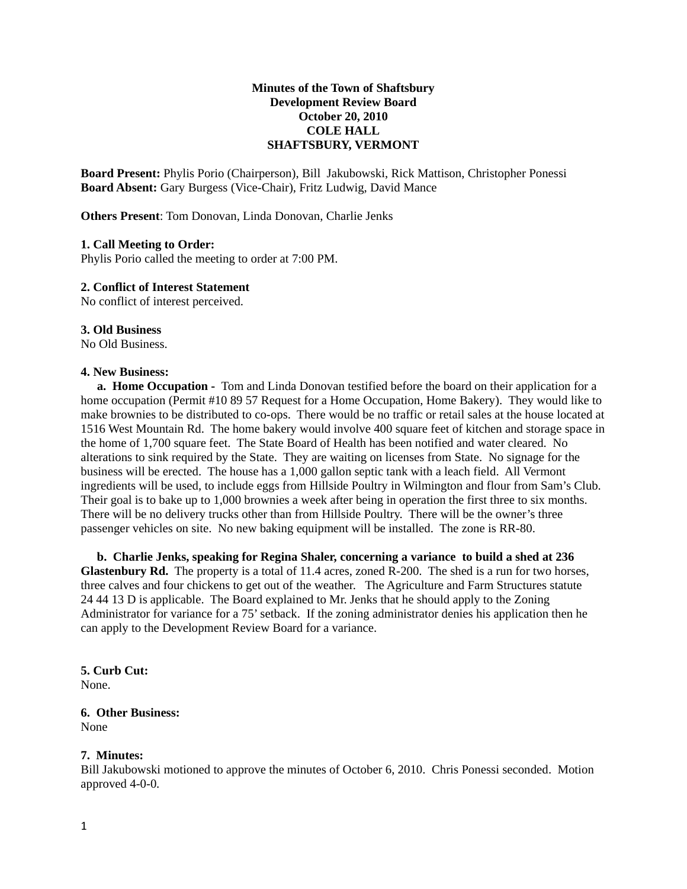**Minutes of the Town of Shaftsbury**
**Development Review Board**
**October 20, 2010**
**COLE HALL**
**SHAFTSBURY, VERMONT**

**Board Present:** Phylis Porio (Chairperson), Bill Jakubowski, Rick Mattison, Christopher Ponessi
**Board Absent:** Gary Burgess (Vice-Chair), Fritz Ludwig, David Mance

**Others Present**: Tom Donovan, Linda Donovan, Charlie Jenks

**1. Call Meeting to Order:**
Phylis Porio called the meeting to order at 7:00 PM.

**2. Conflict of Interest Statement**
No conflict of interest perceived.

**3. Old Business**
No Old Business.

**4. New Business:**

**a. Home Occupation -** Tom and Linda Donovan testified before the board on their application for a home occupation (Permit #10 89 57 Request for a Home Occupation, Home Bakery). They would like to make brownies to be distributed to co-ops. There would be no traffic or retail sales at the house located at 1516 West Mountain Rd. The home bakery would involve 400 square feet of kitchen and storage space in the home of 1,700 square feet. The State Board of Health has been notified and water cleared. No alterations to sink required by the State. They are waiting on licenses from State. No signage for the business will be erected. The house has a 1,000 gallon septic tank with a leach field. All Vermont ingredients will be used, to include eggs from Hillside Poultry in Wilmington and flour from Sam's Club. Their goal is to bake up to 1,000 brownies a week after being in operation the first three to six months. There will be no delivery trucks other than from Hillside Poultry. There will be the owner's three passenger vehicles on site. No new baking equipment will be installed. The zone is RR-80.

**b. Charlie Jenks, speaking for Regina Shaler, concerning a variance to build a shed at 236 Glastenbury Rd.** The property is a total of 11.4 acres, zoned R-200. The shed is a run for two horses, three calves and four chickens to get out of the weather. The Agriculture and Farm Structures statute 24 44 13 D is applicable. The Board explained to Mr. Jenks that he should apply to the Zoning Administrator for variance for a 75' setback. If the zoning administrator denies his application then he can apply to the Development Review Board for a variance.

**5. Curb Cut:**
None.

**6. Other Business:**
None

**7. Minutes:**
Bill Jakubowski motioned to approve the minutes of October 6, 2010. Chris Ponessi seconded. Motion approved 4-0-0.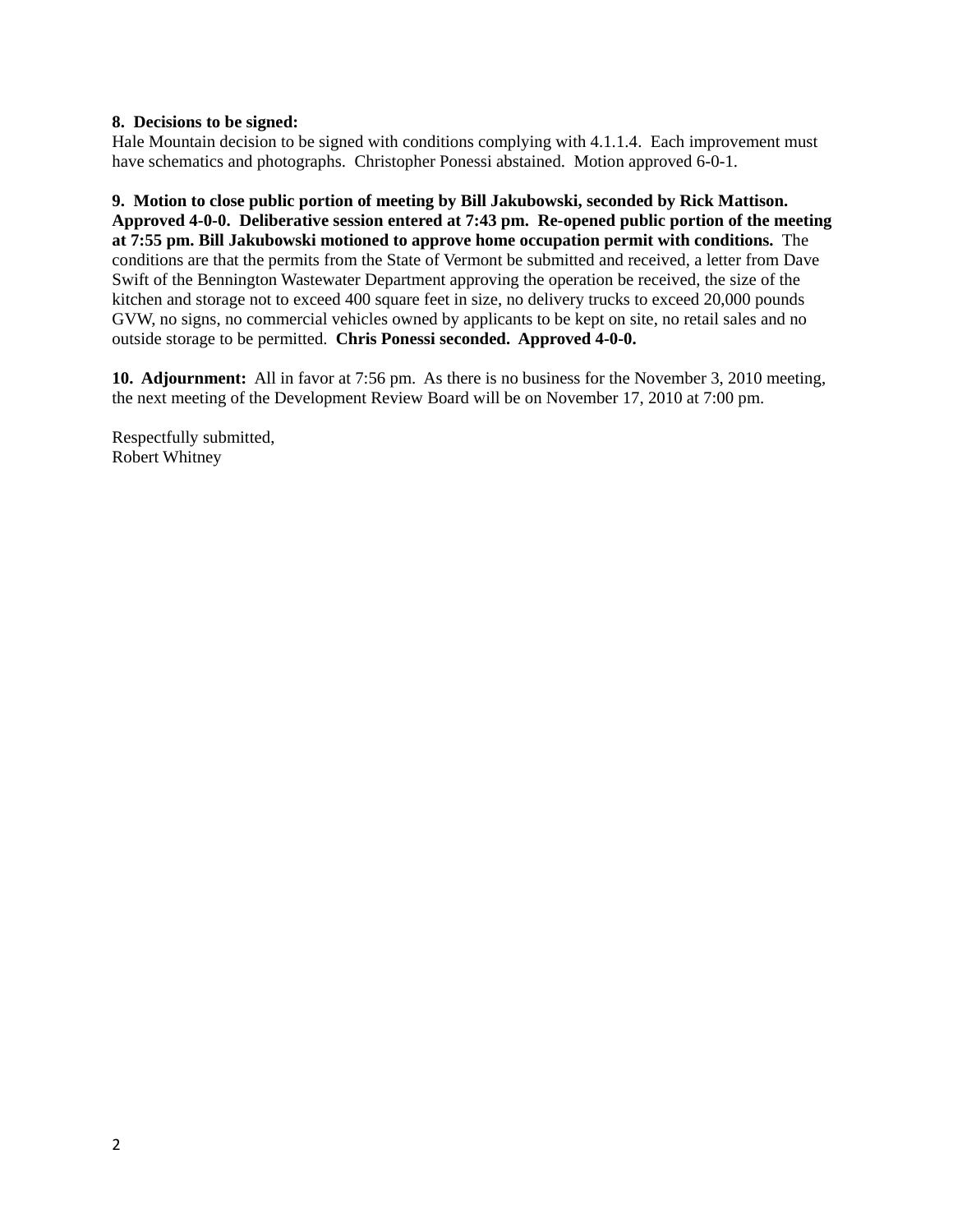**8. Decisions to be signed:**
Hale Mountain decision to be signed with conditions complying with 4.1.1.4. Each improvement must have schematics and photographs. Christopher Ponessi abstained. Motion approved 6-0-1.

**9. Motion to close public portion of meeting by Bill Jakubowski, seconded by Rick Mattison. Approved 4-0-0. Deliberative session entered at 7:43 pm. Re-opened public portion of the meeting at 7:55 pm. Bill Jakubowski motioned to approve home occupation permit with conditions.** The conditions are that the permits from the State of Vermont be submitted and received, a letter from Dave Swift of the Bennington Wastewater Department approving the operation be received, the size of the kitchen and storage not to exceed 400 square feet in size, no delivery trucks to exceed 20,000 pounds GVW, no signs, no commercial vehicles owned by applicants to be kept on site, no retail sales and no outside storage to be permitted. **Chris Ponessi seconded. Approved 4-0-0.**

**10. Adjournment:** All in favor at 7:56 pm. As there is no business for the November 3, 2010 meeting, the next meeting of the Development Review Board will be on November 17, 2010 at 7:00 pm.

Respectfully submitted,
Robert Whitney